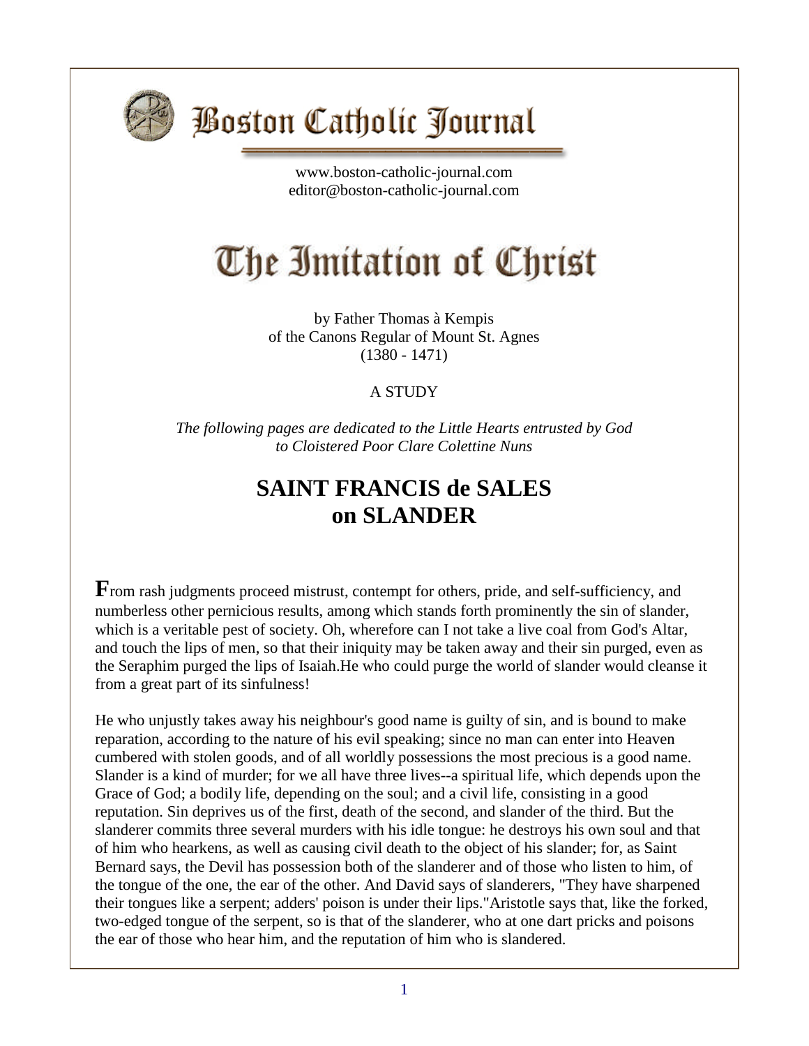# Boston Catholic Journal

www.boston-catholic-journal.com
editor@boston-catholic-journal.com

# The Imitation of Christ

by Father Thomas à Kempis
of the Canons Regular of Mount St. Agnes
(1380 - 1471)

A STUDY

*The following pages are dedicated to the Little Hearts entrusted by God to Cloistered Poor Clare Colettine Nuns*

## SAINT FRANCIS de SALES on SLANDER

**F**rom rash judgments proceed mistrust, contempt for others, pride, and self-sufficiency, and numberless other pernicious results, among which stands forth prominently the sin of slander, which is a veritable pest of society. Oh, wherefore can I not take a live coal from God's Altar, and touch the lips of men, so that their iniquity may be taken away and their sin purged, even as the Seraphim purged the lips of Isaiah.He who could purge the world of slander would cleanse it from a great part of its sinfulness!

He who unjustly takes away his neighbour's good name is guilty of sin, and is bound to make reparation, according to the nature of his evil speaking; since no man can enter into Heaven cumbered with stolen goods, and of all worldly possessions the most precious is a good name. Slander is a kind of murder; for we all have three lives--a spiritual life, which depends upon the Grace of God; a bodily life, depending on the soul; and a civil life, consisting in a good reputation. Sin deprives us of the first, death of the second, and slander of the third. But the slanderer commits three several murders with his idle tongue: he destroys his own soul and that of him who hearkens, as well as causing civil death to the object of his slander; for, as Saint Bernard says, the Devil has possession both of the slanderer and of those who listen to him, of the tongue of the one, the ear of the other. And David says of slanderers, "They have sharpened their tongues like a serpent; adders' poison is under their lips."Aristotle says that, like the forked, two-edged tongue of the serpent, so is that of the slanderer, who at one dart pricks and poisons the ear of those who hear him, and the reputation of him who is slandered.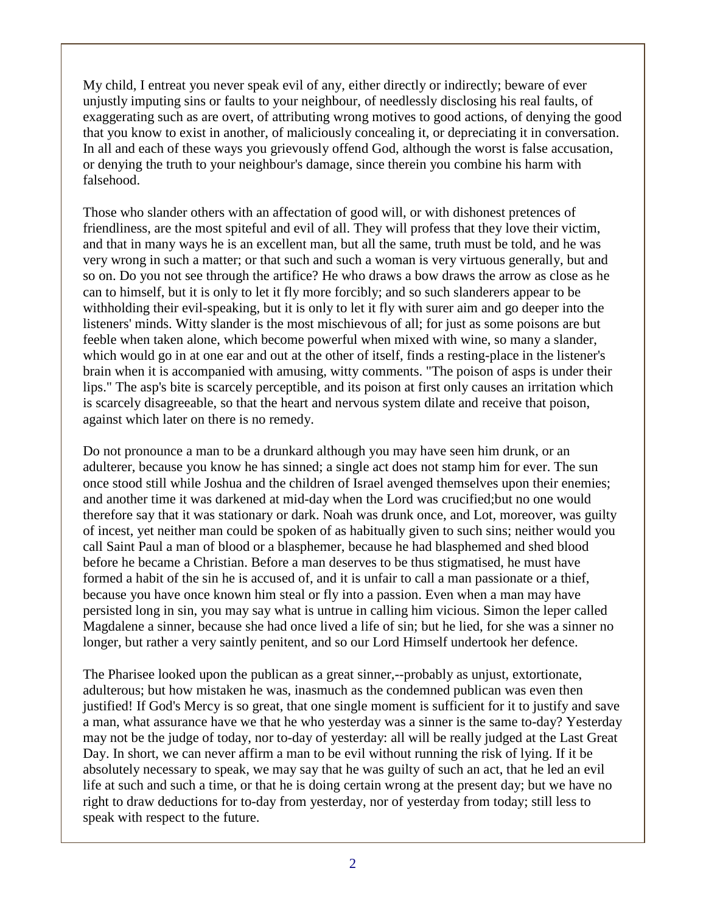My child, I entreat you never speak evil of any, either directly or indirectly; beware of ever unjustly imputing sins or faults to your neighbour, of needlessly disclosing his real faults, of exaggerating such as are overt, of attributing wrong motives to good actions, of denying the good that you know to exist in another, of maliciously concealing it, or depreciating it in conversation. In all and each of these ways you grievously offend God, although the worst is false accusation, or denying the truth to your neighbour's damage, since therein you combine his harm with falsehood.

Those who slander others with an affectation of good will, or with dishonest pretences of friendliness, are the most spiteful and evil of all. They will profess that they love their victim, and that in many ways he is an excellent man, but all the same, truth must be told, and he was very wrong in such a matter; or that such and such a woman is very virtuous generally, but and so on. Do you not see through the artifice? He who draws a bow draws the arrow as close as he can to himself, but it is only to let it fly more forcibly; and so such slanderers appear to be withholding their evil-speaking, but it is only to let it fly with surer aim and go deeper into the listeners' minds. Witty slander is the most mischievous of all; for just as some poisons are but feeble when taken alone, which become powerful when mixed with wine, so many a slander, which would go in at one ear and out at the other of itself, finds a resting-place in the listener's brain when it is accompanied with amusing, witty comments. "The poison of asps is under their lips." The asp's bite is scarcely perceptible, and its poison at first only causes an irritation which is scarcely disagreeable, so that the heart and nervous system dilate and receive that poison, against which later on there is no remedy.

Do not pronounce a man to be a drunkard although you may have seen him drunk, or an adulterer, because you know he has sinned; a single act does not stamp him for ever. The sun once stood still while Joshua and the children of Israel avenged themselves upon their enemies; and another time it was darkened at mid-day when the Lord was crucified;but no one would therefore say that it was stationary or dark. Noah was drunk once, and Lot, moreover, was guilty of incest, yet neither man could be spoken of as habitually given to such sins; neither would you call Saint Paul a man of blood or a blasphemer, because he had blasphemed and shed blood before he became a Christian. Before a man deserves to be thus stigmatised, he must have formed a habit of the sin he is accused of, and it is unfair to call a man passionate or a thief, because you have once known him steal or fly into a passion. Even when a man may have persisted long in sin, you may say what is untrue in calling him vicious. Simon the leper called Magdalene a sinner, because she had once lived a life of sin; but he lied, for she was a sinner no longer, but rather a very saintly penitent, and so our Lord Himself undertook her defence.

The Pharisee looked upon the publican as a great sinner,--probably as unjust, extortionate, adulterous; but how mistaken he was, inasmuch as the condemned publican was even then justified! If God's Mercy is so great, that one single moment is sufficient for it to justify and save a man, what assurance have we that he who yesterday was a sinner is the same to-day? Yesterday may not be the judge of today, nor to-day of yesterday: all will be really judged at the Last Great Day. In short, we can never affirm a man to be evil without running the risk of lying. If it be absolutely necessary to speak, we may say that he was guilty of such an act, that he led an evil life at such and such a time, or that he is doing certain wrong at the present day; but we have no right to draw deductions for to-day from yesterday, nor of yesterday from today; still less to speak with respect to the future.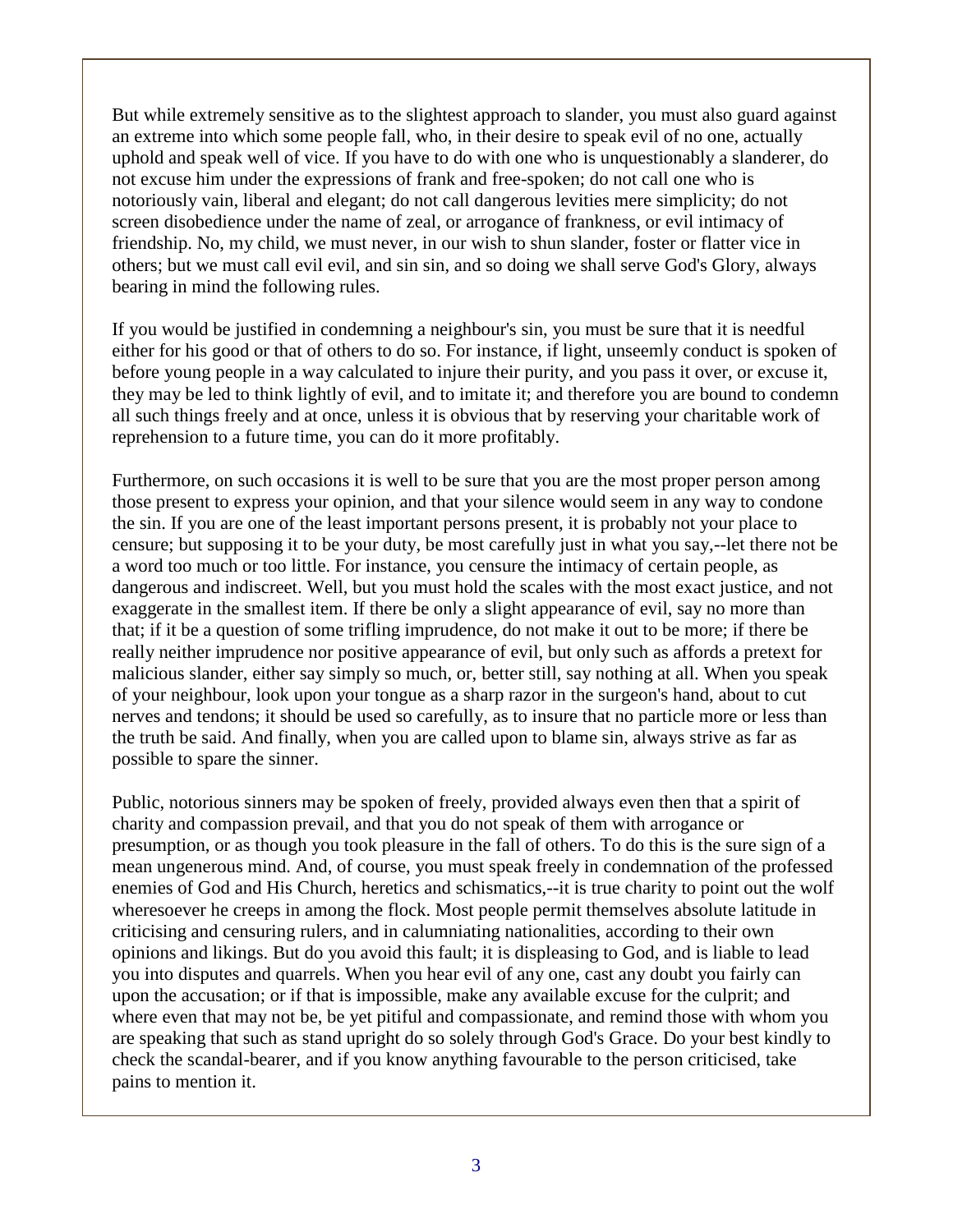But while extremely sensitive as to the slightest approach to slander, you must also guard against an extreme into which some people fall, who, in their desire to speak evil of no one, actually uphold and speak well of vice. If you have to do with one who is unquestionably a slanderer, do not excuse him under the expressions of frank and free-spoken; do not call one who is notoriously vain, liberal and elegant; do not call dangerous levities mere simplicity; do not screen disobedience under the name of zeal, or arrogance of frankness, or evil intimacy of friendship. No, my child, we must never, in our wish to shun slander, foster or flatter vice in others; but we must call evil evil, and sin sin, and so doing we shall serve God's Glory, always bearing in mind the following rules.

If you would be justified in condemning a neighbour's sin, you must be sure that it is needful either for his good or that of others to do so. For instance, if light, unseemly conduct is spoken of before young people in a way calculated to injure their purity, and you pass it over, or excuse it, they may be led to think lightly of evil, and to imitate it; and therefore you are bound to condemn all such things freely and at once, unless it is obvious that by reserving your charitable work of reprehension to a future time, you can do it more profitably.

Furthermore, on such occasions it is well to be sure that you are the most proper person among those present to express your opinion, and that your silence would seem in any way to condone the sin. If you are one of the least important persons present, it is probably not your place to censure; but supposing it to be your duty, be most carefully just in what you say,--let there not be a word too much or too little. For instance, you censure the intimacy of certain people, as dangerous and indiscreet. Well, but you must hold the scales with the most exact justice, and not exaggerate in the smallest item. If there be only a slight appearance of evil, say no more than that; if it be a question of some trifling imprudence, do not make it out to be more; if there be really neither imprudence nor positive appearance of evil, but only such as affords a pretext for malicious slander, either say simply so much, or, better still, say nothing at all. When you speak of your neighbour, look upon your tongue as a sharp razor in the surgeon's hand, about to cut nerves and tendons; it should be used so carefully, as to insure that no particle more or less than the truth be said. And finally, when you are called upon to blame sin, always strive as far as possible to spare the sinner.

Public, notorious sinners may be spoken of freely, provided always even then that a spirit of charity and compassion prevail, and that you do not speak of them with arrogance or presumption, or as though you took pleasure in the fall of others. To do this is the sure sign of a mean ungenerous mind. And, of course, you must speak freely in condemnation of the professed enemies of God and His Church, heretics and schismatics,--it is true charity to point out the wolf wheresoever he creeps in among the flock. Most people permit themselves absolute latitude in criticising and censuring rulers, and in calumniating nationalities, according to their own opinions and likings. But do you avoid this fault; it is displeasing to God, and is liable to lead you into disputes and quarrels. When you hear evil of any one, cast any doubt you fairly can upon the accusation; or if that is impossible, make any available excuse for the culprit; and where even that may not be, be yet pitiful and compassionate, and remind those with whom you are speaking that such as stand upright do so solely through God's Grace. Do your best kindly to check the scandal-bearer, and if you know anything favourable to the person criticised, take pains to mention it.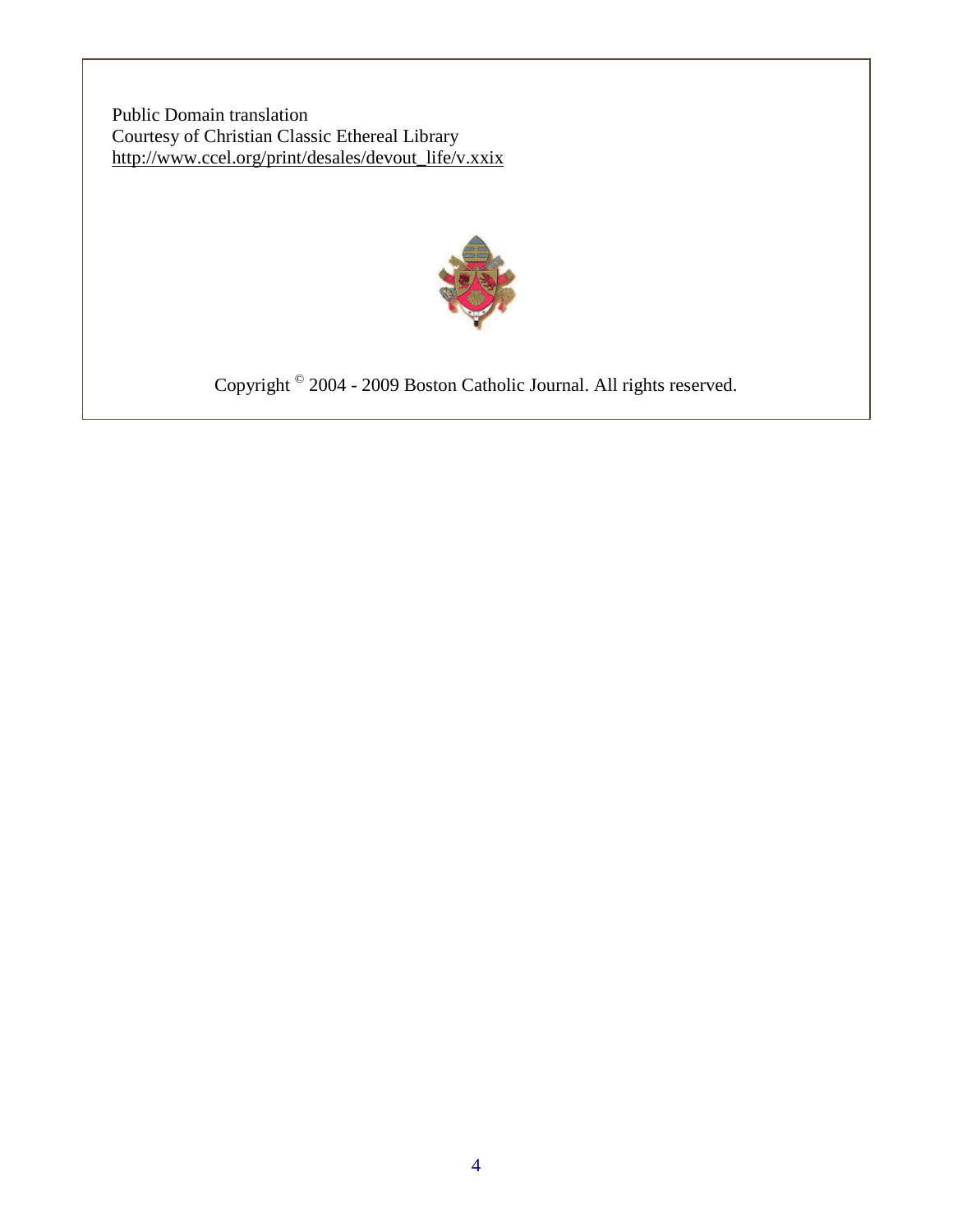Public Domain translation
Courtesy of Christian Classic Ethereal Library
http://www.ccel.org/print/desales/devout_life/v.xxix

Copyright © 2004 - 2009 Boston Catholic Journal. All rights reserved.